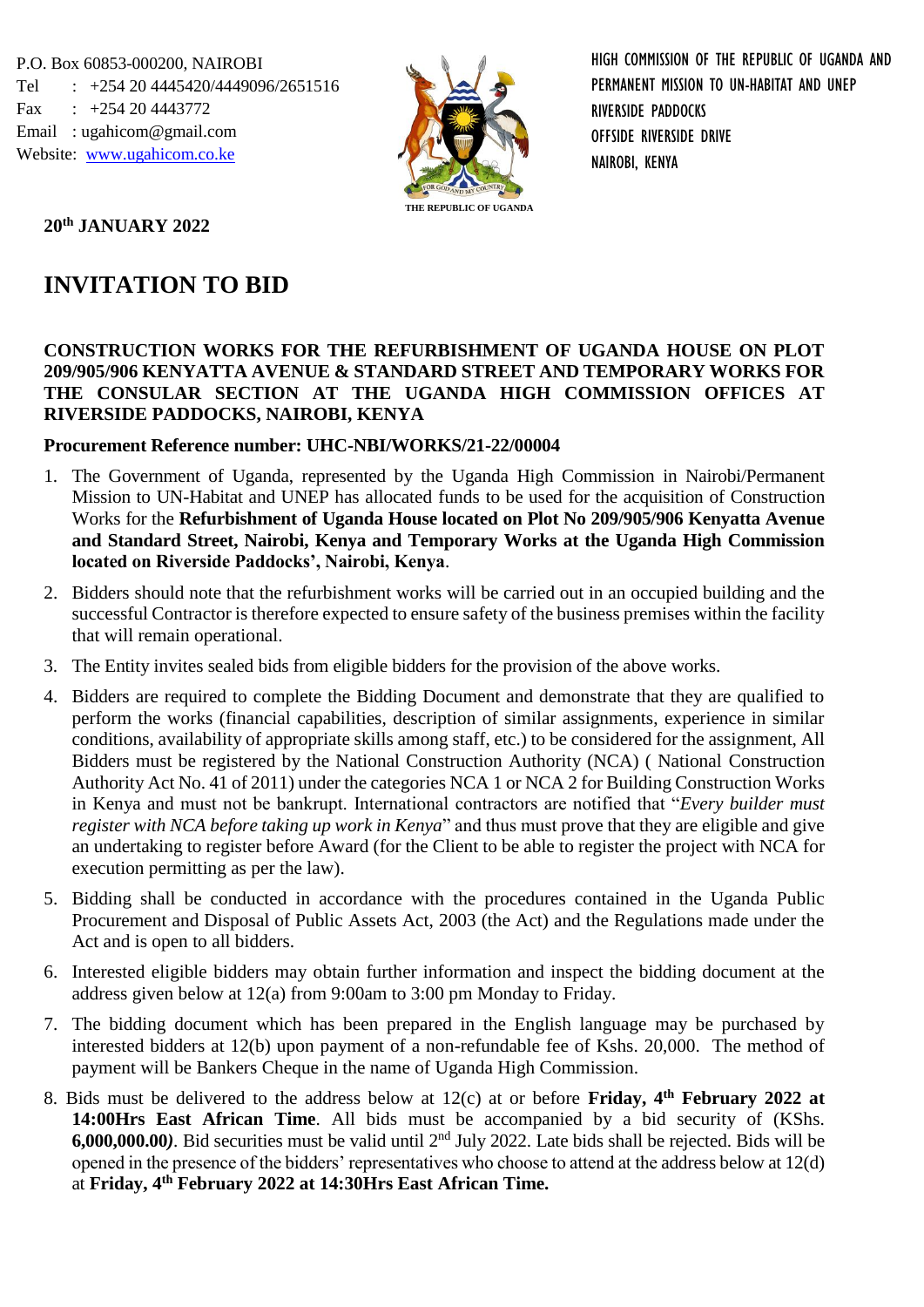P.O. Box 60853-000200, NAIROBI
Tel : +254 20 4445420/4449096/2651516
Fax : +254 20 4443772
Email : ugahicom@gmail.com
Website: www.ugahicom.co.ke

THE REPUBLIC OF UGANDA

HIGH COMMISSION OF THE REPUBLIC OF UGANDA AND PERMANENT MISSION TO UN-HABITAT AND UNEP
RIVERSIDE PADDOCKS
OFFSIDE RIVERSIDE DRIVE
NAIROBI, KENYA

**20th JANUARY 2022**

# INVITATION TO BID

**CONSTRUCTION WORKS FOR THE REFURBISHMENT OF UGANDA HOUSE ON PLOT 209/905/906 KENYATTA AVENUE & STANDARD STREET AND TEMPORARY WORKS FOR THE CONSULAR SECTION AT THE UGANDA HIGH COMMISSION OFFICES AT RIVERSIDE PADDOCKS, NAIROBI, KENYA**

**Procurement Reference number: UHC-NBI/WORKS/21-22/00004**

1. The Government of Uganda, represented by the Uganda High Commission in Nairobi/Permanent Mission to UN-Habitat and UNEP has allocated funds to be used for the acquisition of Construction Works for the **Refurbishment of Uganda House located on Plot No 209/905/906 Kenyatta Avenue and Standard Street, Nairobi, Kenya and Temporary Works at the Uganda High Commission located on Riverside Paddocks', Nairobi, Kenya**.
2. Bidders should note that the refurbishment works will be carried out in an occupied building and the successful Contractor is therefore expected to ensure safety of the business premises within the facility that will remain operational.
3. The Entity invites sealed bids from eligible bidders for the provision of the above works.
4. Bidders are required to complete the Bidding Document and demonstrate that they are qualified to perform the works (financial capabilities, description of similar assignments, experience in similar conditions, availability of appropriate skills among staff, etc.) to be considered for the assignment, All Bidders must be registered by the National Construction Authority (NCA) ( National Construction Authority Act No. 41 of 2011) under the categories NCA 1 or NCA 2 for Building Construction Works in Kenya and must not be bankrupt. International contractors are notified that "*Every builder must register with NCA before taking up work in Kenya*" and thus must prove that they are eligible and give an undertaking to register before Award (for the Client to be able to register the project with NCA for execution permitting as per the law).
5. Bidding shall be conducted in accordance with the procedures contained in the Uganda Public Procurement and Disposal of Public Assets Act, 2003 (the Act) and the Regulations made under the Act and is open to all bidders.
6. Interested eligible bidders may obtain further information and inspect the bidding document at the address given below at 12(a) from 9:00am to 3:00 pm Monday to Friday.
7. The bidding document which has been prepared in the English language may be purchased by interested bidders at 12(b) upon payment of a non-refundable fee of Kshs. 20,000. The method of payment will be Bankers Cheque in the name of Uganda High Commission.
8. Bids must be delivered to the address below at 12(c) at or before **Friday, 4th February 2022 at 14:00Hrs East African Time**. All bids must be accompanied by a bid security of (KShs. **6,000,000.00*)***. Bid securities must be valid until 2nd July 2022. Late bids shall be rejected. Bids will be opened in the presence of the bidders' representatives who choose to attend at the address below at 12(d) at **Friday, 4th February 2022 at 14:30Hrs East African Time.**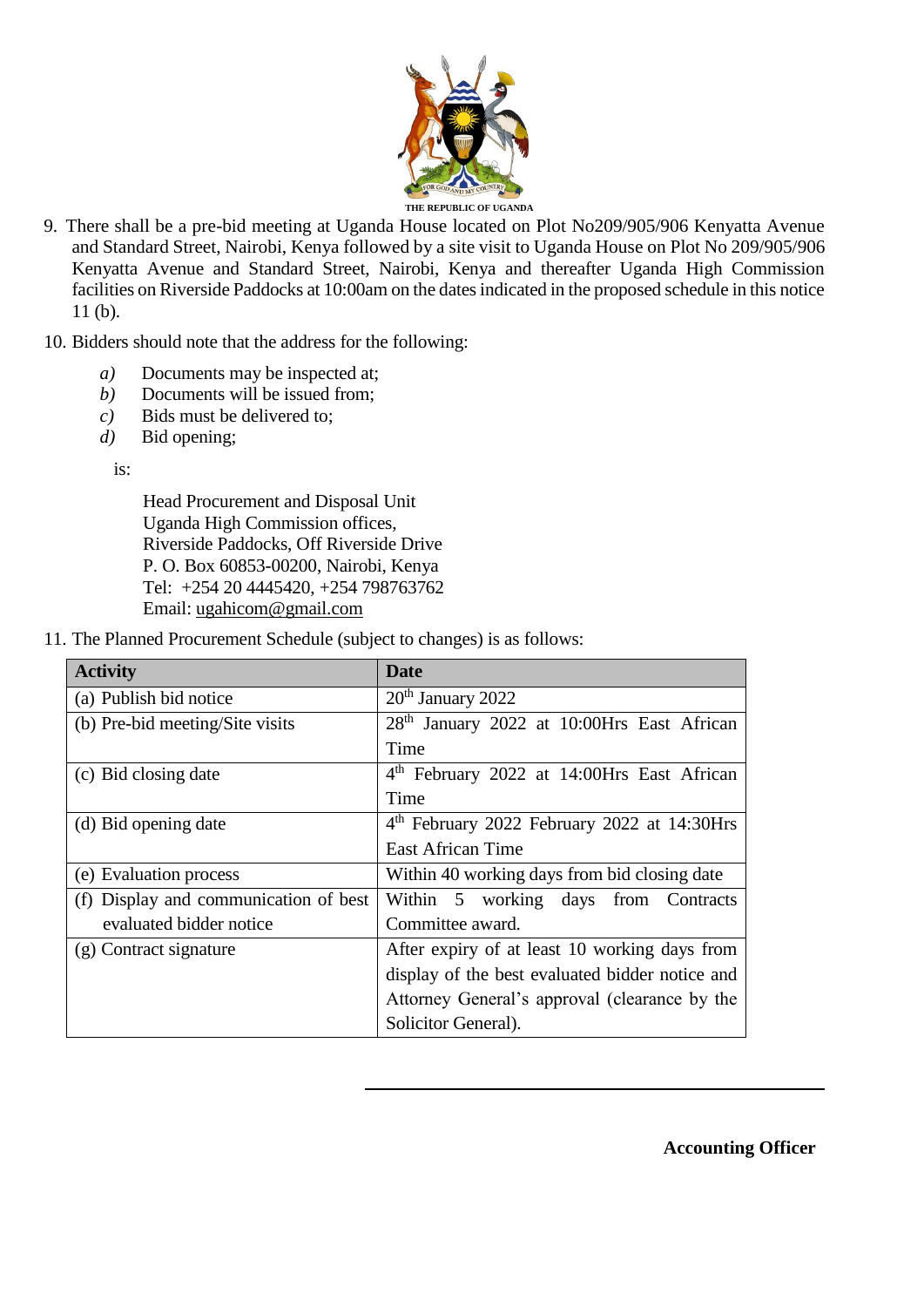THE REPUBLIC OF UGANDA

9. There shall be a pre-bid meeting at Uganda House located on Plot No209/905/906 Kenyatta Avenue and Standard Street, Nairobi, Kenya followed by a site visit to Uganda House on Plot No 209/905/906 Kenyatta Avenue and Standard Street, Nairobi, Kenya and thereafter Uganda High Commission facilities on Riverside Paddocks at 10:00am on the dates indicated in the proposed schedule in this notice 11 (b).

10. Bidders should note that the address for the following:

    *a)* Documents may be inspected at;
    *b)* Documents will be issued from;
    *c)* Bids must be delivered to;
    *d)* Bid opening;

    is:

    Head Procurement and Disposal Unit
    Uganda High Commission offices,
    Riverside Paddocks, Off Riverside Drive
    P. O. Box 60853-00200, Nairobi, Kenya
    Tel: +254 20 4445420, +254 798763762
    Email: ugahicom@gmail.com

11. The Planned Procurement Schedule (subject to changes) is as follows:

| **Activity** | **Date** |
|---|---|
| (a) Publish bid notice | 20th January 2022 |
| (b) Pre-bid meeting/Site visits | 28th January 2022 at 10:00Hrs East African Time |
| (c) Bid closing date | 4th February 2022 at 14:00Hrs East African Time |
| (d) Bid opening date | 4th February 2022 February 2022 at 14:30Hrs East African Time |
| (e) Evaluation process | Within 40 working days from bid closing date |
| (f) Display and communication of best evaluated bidder notice | Within 5 working days from Contracts Committee award. |
| (g) Contract signature | After expiry of at least 10 working days from display of the best evaluated bidder notice and Attorney General's approval (clearance by the Solicitor General). |

**Accounting Officer**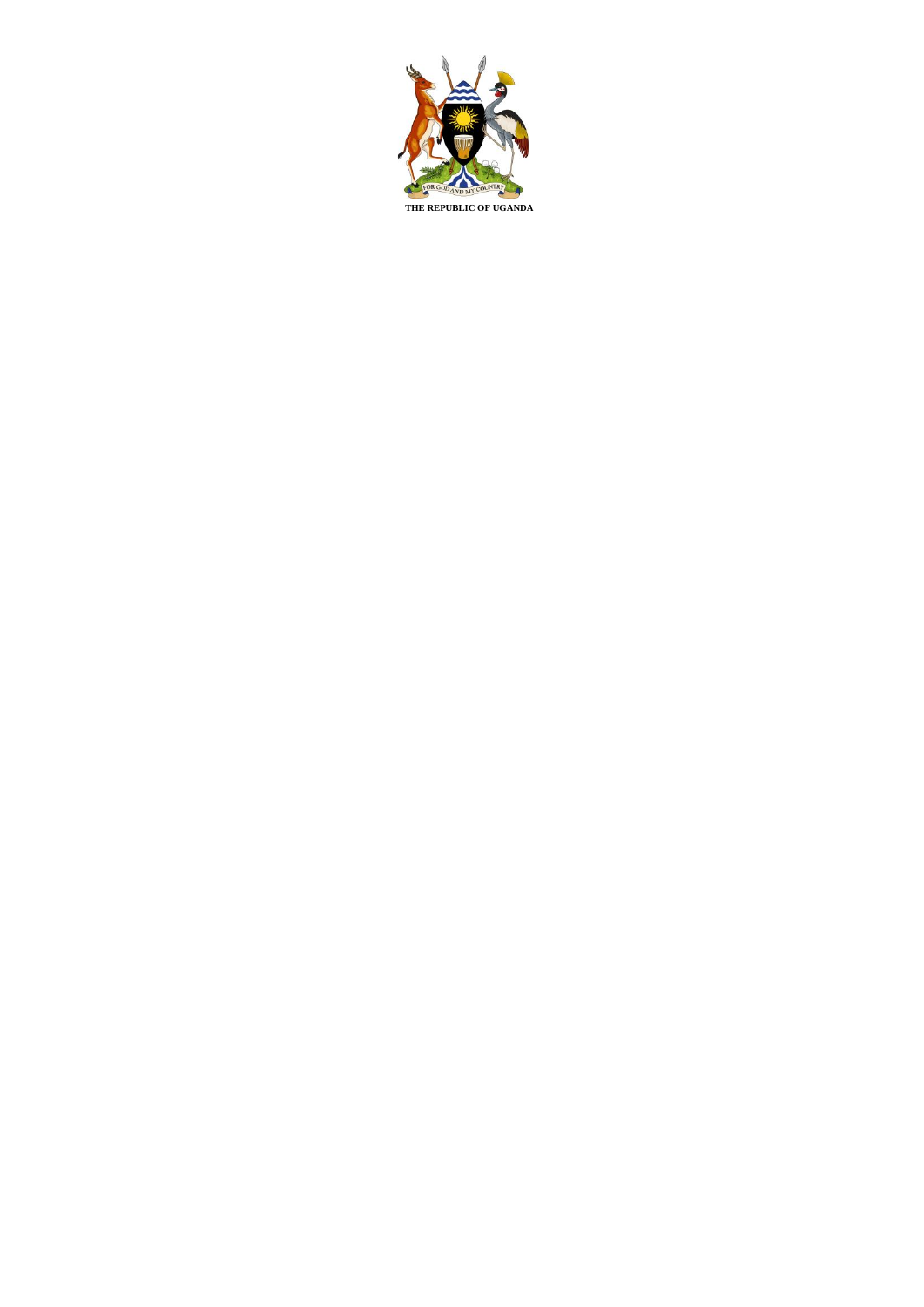**THE REPUBLIC OF UGANDA**